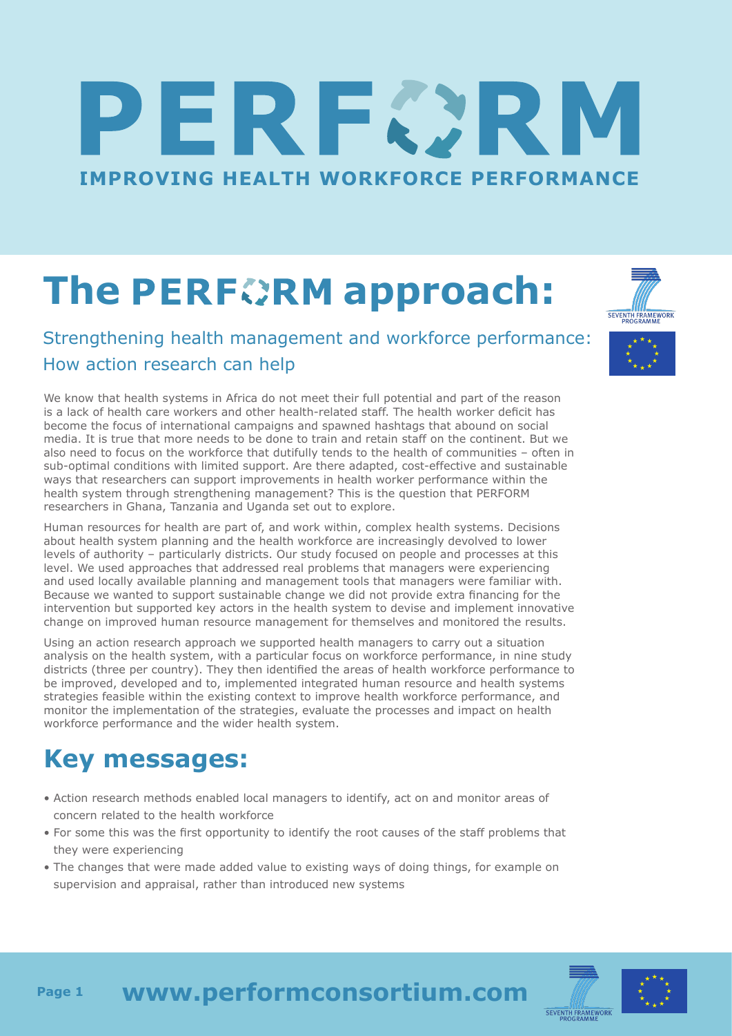# PERFORM

**IMPROVING HEALTH WORKFORCE PERFORMANCE**

# The PERFORM approach:

## Strengthening health management and workforce performance: How action research can help

We know that health systems in Africa do not meet their full potential and part of the reason is a lack of health care workers and other health-related staff. The health worker deficit has become the focus of international campaigns and spawned hashtags that abound on social media. It is true that more needs to be done to train and retain staff on the continent. But we also need to focus on the workforce that dutifully tends to the health of communities – often in sub-optimal conditions with limited support. Are there adapted, cost-effective and sustainable ways that researchers can support improvements in health worker performance within the health system through strengthening management? This is the question that PERFORM researchers in Ghana, Tanzania and Uganda set out to explore.

Human resources for health are part of, and work within, complex health systems. Decisions about health system planning and the health workforce are increasingly devolved to lower levels of authority – particularly districts. Our study focused on people and processes at this level. We used approaches that addressed real problems that managers were experiencing and used locally available planning and management tools that managers were familiar with. Because we wanted to support sustainable change we did not provide extra financing for the intervention but supported key actors in the health system to devise and implement innovative change on improved human resource management for themselves and monitored the results.

Using an action research approach we supported health managers to carry out a situation analysis on the health system, with a particular focus on workforce performance, in nine study districts (three per country). They then identified the areas of health workforce performance to be improved, developed and to, implemented integrated human resource and health systems strategies feasible within the existing context to improve health workforce performance, and monitor the implementation of the strategies, evaluate the processes and impact on health workforce performance and the wider health system.

## Key messages:

- Action research methods enabled local managers to identify, act on and monitor areas of concern related to the health workforce
- For some this was the first opportunity to identify the root causes of the staff problems that they were experiencing
- The changes that were made added value to existing ways of doing things, for example on supervision and appraisal, rather than introduced new systems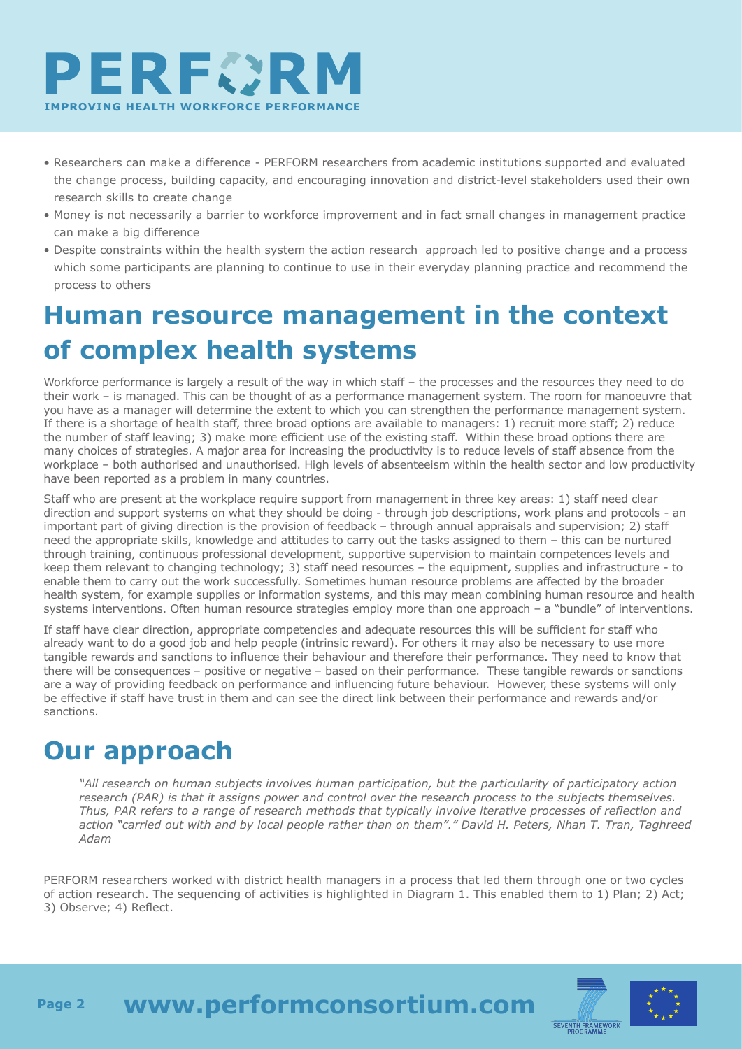- Researchers can make a difference - PERFORM researchers from academic institutions supported and evaluated the change process, building capacity, and encouraging innovation and district-level stakeholders used their own research skills to create change
- Money is not necessarily a barrier to workforce improvement and in fact small changes in management practice can make a big difference
- Despite constraints within the health system the action research approach led to positive change and a process which some participants are planning to continue to use in their everyday planning practice and recommend the process to others

## Human resource management in the context of complex health systems

Workforce performance is largely a result of the way in which staff – the processes and the resources they need to do their work – is managed. This can be thought of as a performance management system. The room for manoeuvre that you have as a manager will determine the extent to which you can strengthen the performance management system. If there is a shortage of health staff, three broad options are available to managers: 1) recruit more staff; 2) reduce the number of staff leaving; 3) make more efficient use of the existing staff. Within these broad options there are many choices of strategies. A major area for increasing the productivity is to reduce levels of staff absence from the workplace – both authorised and unauthorised. High levels of absenteeism within the health sector and low productivity have been reported as a problem in many countries.

Staff who are present at the workplace require support from management in three key areas: 1) staff need clear direction and support systems on what they should be doing - through job descriptions, work plans and protocols - an important part of giving direction is the provision of feedback – through annual appraisals and supervision; 2) staff need the appropriate skills, knowledge and attitudes to carry out the tasks assigned to them – this can be nurtured through training, continuous professional development, supportive supervision to maintain competences levels and keep them relevant to changing technology; 3) staff need resources – the equipment, supplies and infrastructure - to enable them to carry out the work successfully. Sometimes human resource problems are affected by the broader health system, for example supplies or information systems, and this may mean combining human resource and health systems interventions. Often human resource strategies employ more than one approach – a "bundle" of interventions.

If staff have clear direction, appropriate competencies and adequate resources this will be sufficient for staff who already want to do a good job and help people (intrinsic reward). For others it may also be necessary to use more tangible rewards and sanctions to influence their behaviour and therefore their performance. They need to know that there will be consequences – positive or negative – based on their performance. These tangible rewards or sanctions are a way of providing feedback on performance and influencing future behaviour. However, these systems will only be effective if staff have trust in them and can see the direct link between their performance and rewards and/or sanctions.

## Our approach

*"All research on human subjects involves human participation, but the particularity of participatory action research (PAR) is that it assigns power and control over the research process to the subjects themselves. Thus, PAR refers to a range of research methods that typically involve iterative processes of reflection and action "carried out with and by local people rather than on them"." David H. Peters, Nhan T. Tran, Taghreed Adam*

PERFORM researchers worked with district health managers in a process that led them through one or two cycles of action research. The sequencing of activities is highlighted in Diagram 1. This enabled them to 1) Plan; 2) Act; 3) Observe; 4) Reflect.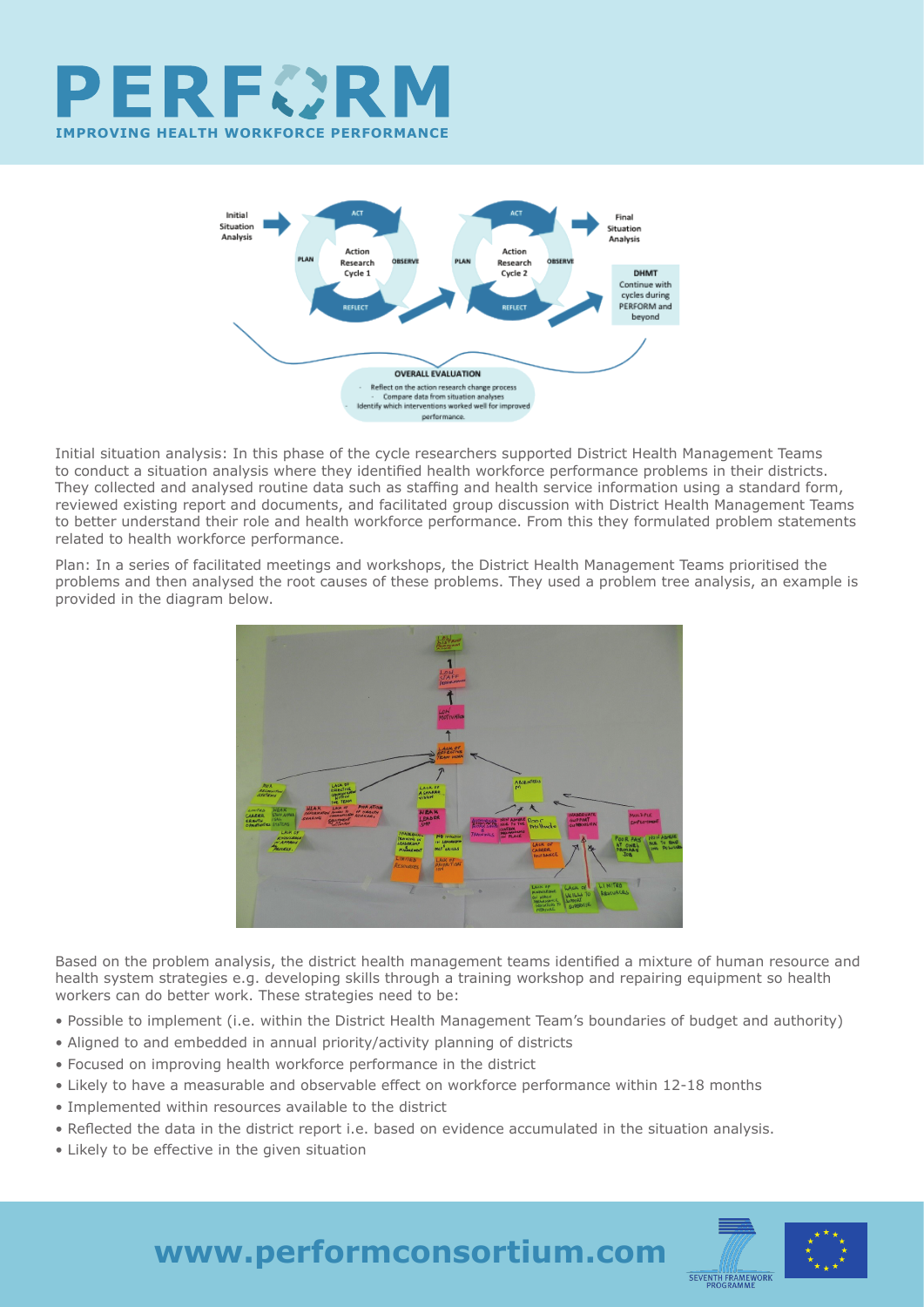# PERFORM

**IMPROVING HEALTH WORKFORCE PERFORMANCE**

Initial situation analysis: In this phase of the cycle researchers supported District Health Management Teams to conduct a situation analysis where they identified health workforce performance problems in their districts. They collected and analysed routine data such as staffing and health service information using a standard form, reviewed existing report and documents, and facilitated group discussion with District Health Management Teams to better understand their role and health workforce performance. From this they formulated problem statements related to health workforce performance.

Plan: In a series of facilitated meetings and workshops, the District Health Management Teams prioritised the problems and then analysed the root causes of these problems. They used a problem tree analysis, an example is provided in the diagram below.

Based on the problem analysis, the district health management teams identified a mixture of human resource and health system strategies e.g. developing skills through a training workshop and repairing equipment so health workers can do better work. These strategies need to be:

- Possible to implement (i.e. within the District Health Management Team's boundaries of budget and authority)
- Aligned to and embedded in annual priority/activity planning of districts
- Focused on improving health workforce performance in the district
- Likely to have a measurable and observable effect on workforce performance within 12-18 months
- Implemented within resources available to the district
- Reflected the data in the district report i.e. based on evidence accumulated in the situation analysis.
- Likely to be effective in the given situation

**www.performconsortium.com**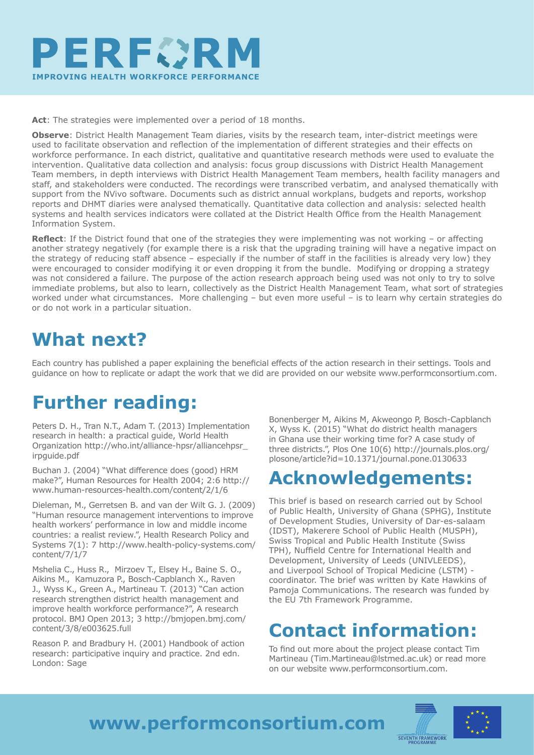**Act**: The strategies were implemented over a period of 18 months.

**Observe**: District Health Management Team diaries, visits by the research team, inter-district meetings were used to facilitate observation and reflection of the implementation of different strategies and their effects on workforce performance. In each district, qualitative and quantitative research methods were used to evaluate the intervention. Qualitative data collection and analysis: focus group discussions with District Health Management Team members, in depth interviews with District Health Management Team members, health facility managers and staff, and stakeholders were conducted. The recordings were transcribed verbatim, and analysed thematically with support from the NVivo software. Documents such as district annual workplans, budgets and reports, workshop reports and DHMT diaries were analysed thematically. Quantitative data collection and analysis: selected health systems and health services indicators were collated at the District Health Office from the Health Management Information System.

**Reflect**: If the District found that one of the strategies they were implementing was not working – or affecting another strategy negatively (for example there is a risk that the upgrading training will have a negative impact on the strategy of reducing staff absence – especially if the number of staff in the facilities is already very low) they were encouraged to consider modifying it or even dropping it from the bundle. Modifying or dropping a strategy was not considered a failure. The purpose of the action research approach being used was not only to try to solve immediate problems, but also to learn, collectively as the District Health Management Team, what sort of strategies worked under what circumstances. More challenging – but even more useful – is to learn why certain strategies do or do not work in a particular situation.

## What next?

Each country has published a paper explaining the beneficial effects of the action research in their settings. Tools and guidance on how to replicate or adapt the work that we did are provided on our website www.performconsortium.com.

## Further reading:

Peters D. H., Tran N.T., Adam T. (2013) Implementation research in health: a practical guide, World Health Organization http://who.int/alliance-hpsr/alliancehpsr_irpguide.pdf

Buchan J. (2004) "What difference does (good) HRM make?", Human Resources for Health 2004; 2:6 http://www.human-resources-health.com/content/2/1/6

Dieleman, M., Gerretsen B. and van der Wilt G. J. (2009) "Human resource management interventions to improve health workers' performance in low and middle income countries: a realist review.", Health Research Policy and Systems 7(1): 7 http://www.health-policy-systems.com/content/7/1/7

Mshelia C., Huss R., Mirzoev T., Elsey H., Baine S. O., Aikins M., Kamuzora P., Bosch-Capblanch X., Raven J., Wyss K., Green A., Martineau T. (2013) "Can action research strengthen district health management and improve health workforce performance?", A research protocol. BMJ Open 2013; 3 http://bmjopen.bmj.com/content/3/8/e003625.full

Reason P. and Bradbury H. (2001) Handbook of action research: participative inquiry and practice. 2nd edn. London: Sage

Bonenberger M, Aikins M, Akweongo P, Bosch-Capblanch X, Wyss K. (2015) "What do district health managers in Ghana use their working time for? A case study of three districts.", Plos One 10(6) http://journals.plos.org/plosone/article?id=10.1371/journal.pone.0130633

## Acknowledgements:

This brief is based on research carried out by School of Public Health, University of Ghana (SPHG), Institute of Development Studies, University of Dar-es-salaam (IDST), Makerere School of Public Health (MUSPH), Swiss Tropical and Public Health Institute (Swiss TPH), Nuffield Centre for International Health and Development, University of Leeds (UNIVLEEDS), and Liverpool School of Tropical Medicine (LSTM) - coordinator. The brief was written by Kate Hawkins of Pamoja Communications. The research was funded by the EU 7th Framework Programme.

## Contact information:

To find out more about the project please contact Tim Martineau (Tim.Martineau@lstmed.ac.uk) or read more on our website www.performconsortium.com.